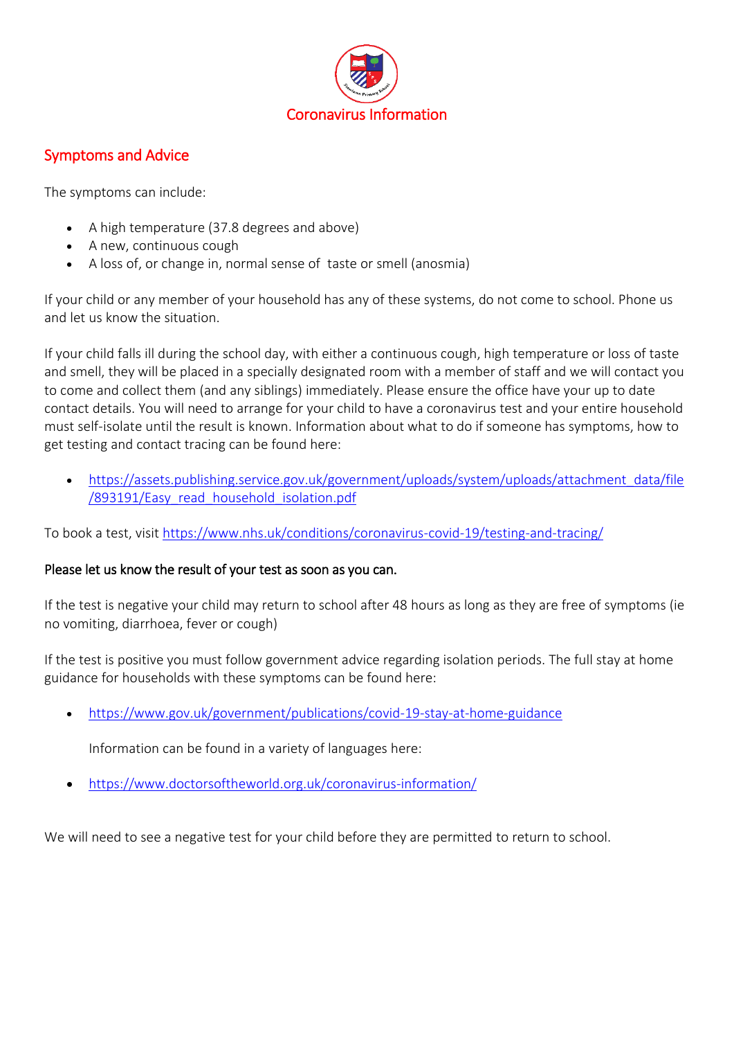# Coronavirus Information

## Symptoms and Advice

The symptoms can include:

- A high temperature (37.8 degrees and above)
- A new, continuous cough
- A loss of, or change in, normal sense of taste or smell (anosmia)

If your child or any member of your household has any of these systems, do not come to school. Phone us and let us know the situation.

If your child falls ill during the school day, with either a continuous cough, high temperature or loss of taste and smell, they will be placed in a specially designated room with a member of staff and we will contact you to come and collect them (and any siblings) immediately. Please ensure the office have your up to date contact details. You will need to arrange for your child to have a coronavirus test and your entire household must self-isolate until the result is known. Information about what to do if someone has symptoms, how to get testing and contact tracing can be found here:

- https://assets.publishing.service.gov.uk/government/uploads/system/uploads/attachment_data/file/893191/Easy_read_household_isolation.pdf

To book a test, visit https://www.nhs.uk/conditions/coronavirus-covid-19/testing-and-tracing/

**Please let us know the result of your test as soon as you can.**

If the test is negative your child may return to school after 48 hours as long as they are free of symptoms (ie no vomiting, diarrhoea, fever or cough)

If the test is positive you must follow government advice regarding isolation periods. The full stay at home guidance for households with these symptoms can be found here:

- https://www.gov.uk/government/publications/covid-19-stay-at-home-guidance

  Information can be found in a variety of languages here:

- https://www.doctorsoftheworld.org.uk/coronavirus-information/

We will need to see a negative test for your child before they are permitted to return to school.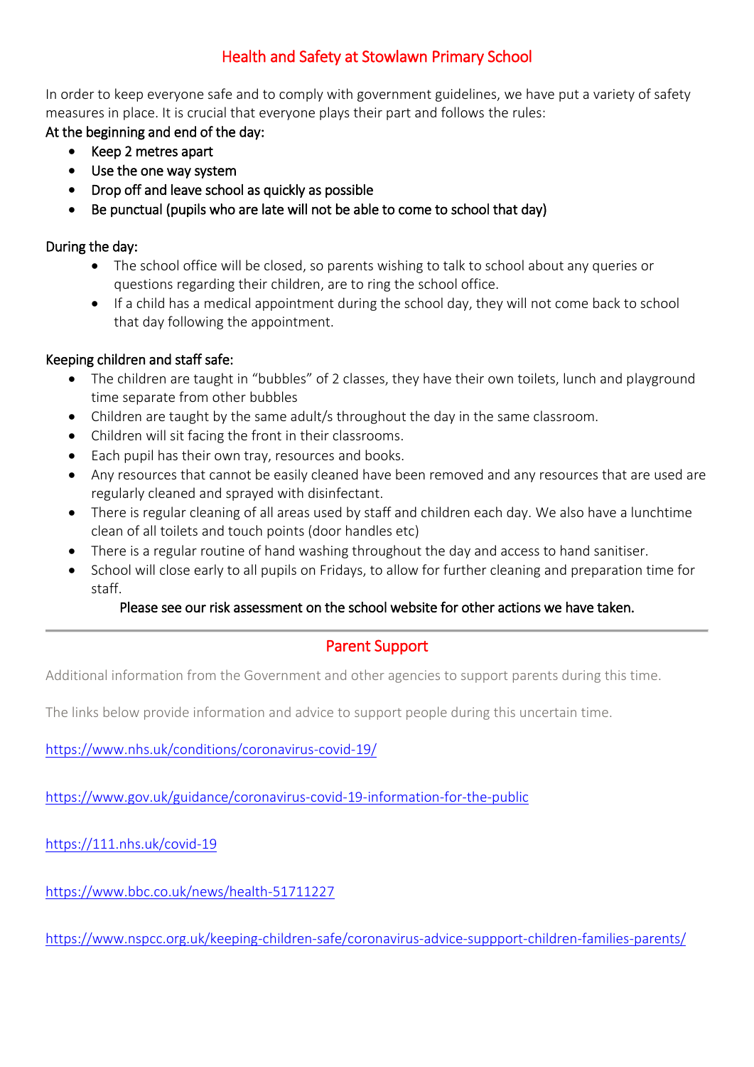# Health and Safety at Stowlawn Primary School

In order to keep everyone safe and to comply with government guidelines, we have put a variety of safety measures in place. It is crucial that everyone plays their part and follows the rules:

At the beginning and end of the day:

- Keep 2 metres apart
- Use the one way system
- Drop off and leave school as quickly as possible
- Be punctual (pupils who are late will not be able to come to school that day)

During the day:

- The school office will be closed, so parents wishing to talk to school about any queries or questions regarding their children, are to ring the school office.
- If a child has a medical appointment during the school day, they will not come back to school that day following the appointment.

Keeping children and staff safe:

- The children are taught in "bubbles" of 2 classes, they have their own toilets, lunch and playground time separate from other bubbles
- Children are taught by the same adult/s throughout the day in the same classroom.
- Children will sit facing the front in their classrooms.
- Each pupil has their own tray, resources and books.
- Any resources that cannot be easily cleaned have been removed and any resources that are used are regularly cleaned and sprayed with disinfectant.
- There is regular cleaning of all areas used by staff and children each day. We also have a lunchtime clean of all toilets and touch points (door handles etc)
- There is a regular routine of hand washing throughout the day and access to hand sanitiser.
- School will close early to all pupils on Fridays, to allow for further cleaning and preparation time for staff.

Please see our risk assessment on the school website for other actions we have taken.

---

## Parent Support

Additional information from the Government and other agencies to support parents during this time.

The links below provide information and advice to support people during this uncertain time.

https://www.nhs.uk/conditions/coronavirus-covid-19/

https://www.gov.uk/guidance/coronavirus-covid-19-information-for-the-public

https://111.nhs.uk/covid-19

https://www.bbc.co.uk/news/health-51711227

https://www.nspcc.org.uk/keeping-children-safe/coronavirus-advice-suppport-children-families-parents/